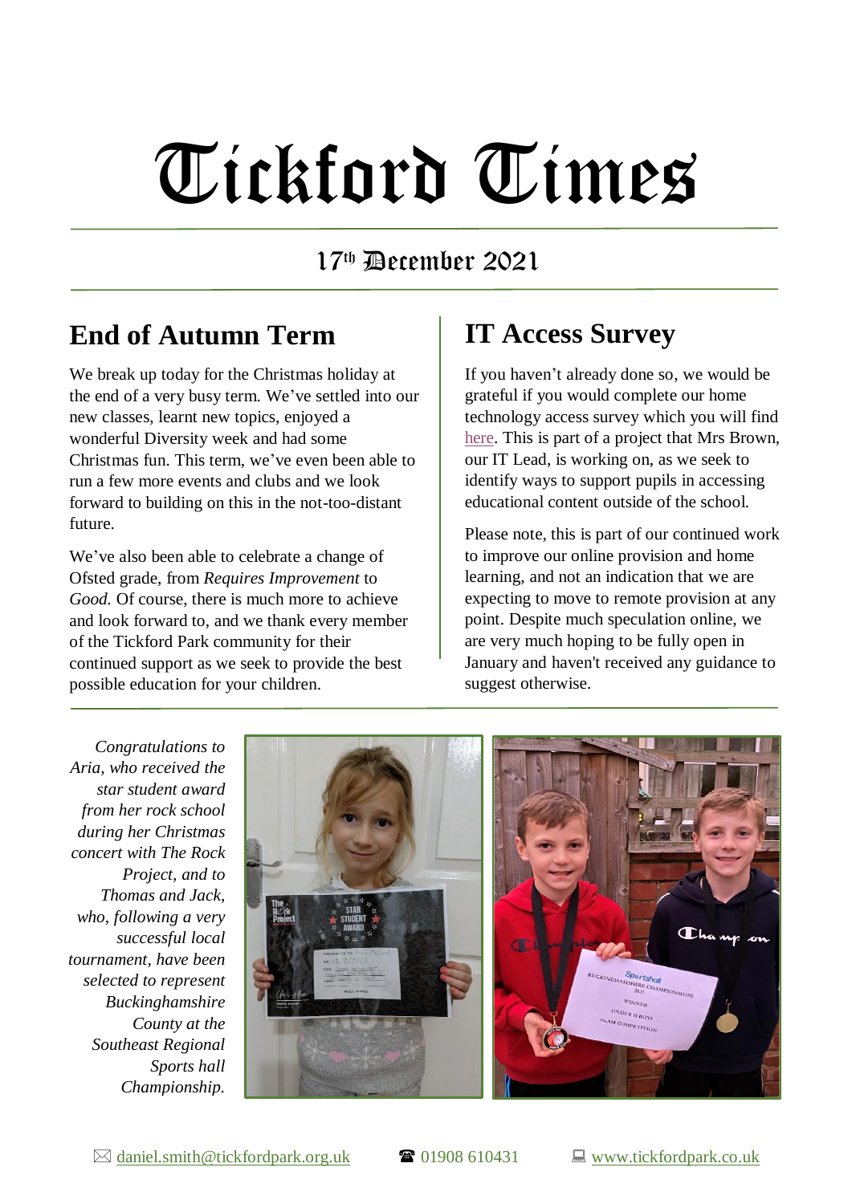# Tickford Times

17th December 2021

## End of Autumn Term

We break up today for the Christmas holiday at the end of a very busy term. We've settled into our new classes, learnt new topics, enjoyed a wonderful Diversity week and had some Christmas fun. This term, we've even been able to run a few more events and clubs and we look forward to building on this in the not-too-distant future.

We've also been able to celebrate a change of Ofsted grade, from *Requires Improvement* to *Good.* Of course, there is much more to achieve and look forward to, and we thank every member of the Tickford Park community for their continued support as we seek to provide the best possible education for your children.

## IT Access Survey

If you haven't already done so, we would be grateful if you would complete our home technology access survey which you will find here. This is part of a project that Mrs Brown, our IT Lead, is working on, as we seek to identify ways to support pupils in accessing educational content outside of the school.

Please note, this is part of our continued work to improve our online provision and home learning, and not an indication that we are expecting to move to remote provision at any point. Despite much speculation online, we are very much hoping to be fully open in January and haven't received any guidance to suggest otherwise.

*Congratulations to Aria, who received the star student award from her rock school during her Christmas concert with The Rock Project, and to Thomas and Jack, who, following a very successful local tournament, have been selected to represent Buckinghamshire County at the Southeast Regional Sports hall Championship.*

✉ daniel.smith@tickfordpark.org.uk ☎ 01908 610431 💻 www.tickfordpark.co.uk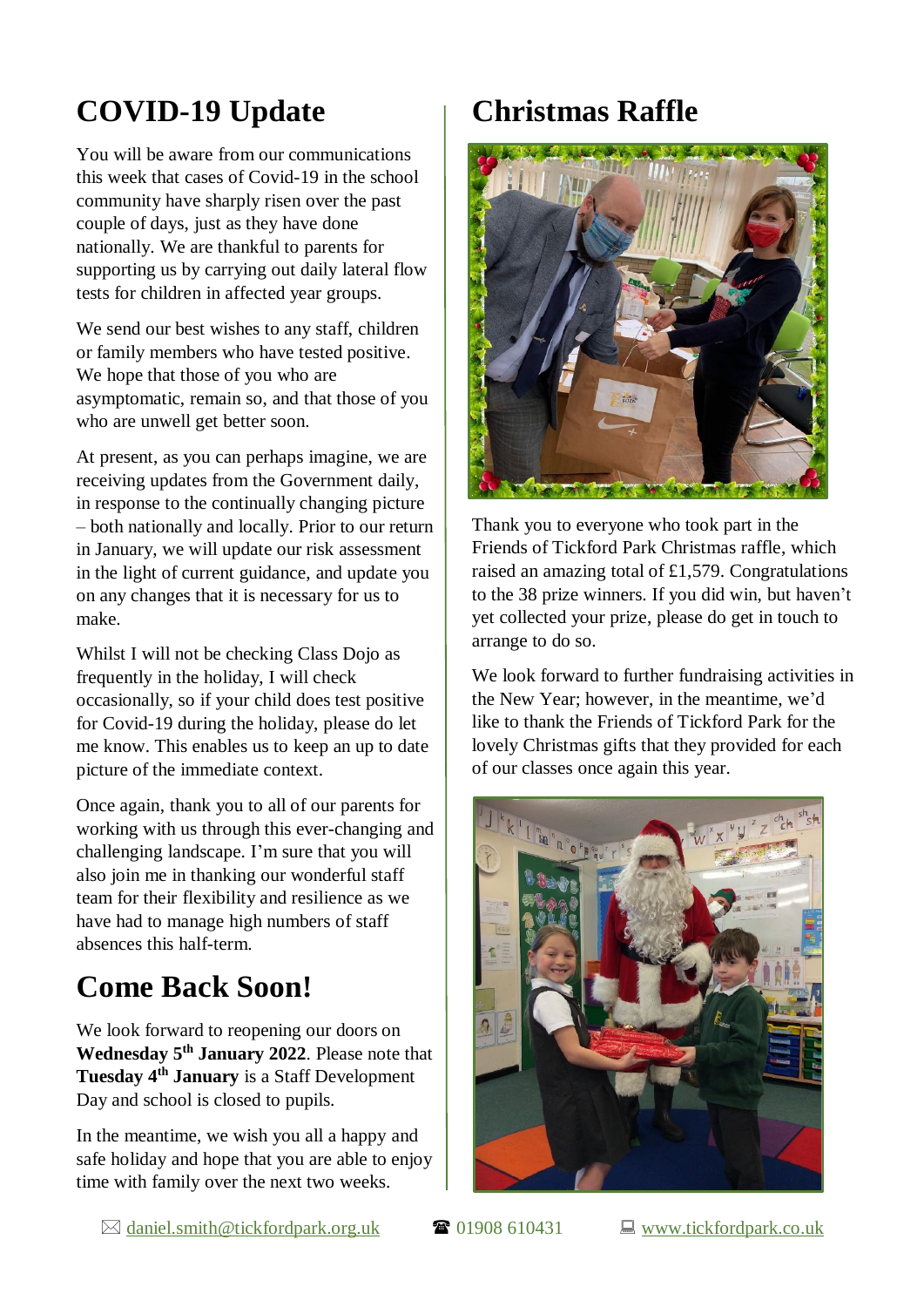# COVID-19 Update

You will be aware from our communications this week that cases of Covid-19 in the school community have sharply risen over the past couple of days, just as they have done nationally. We are thankful to parents for supporting us by carrying out daily lateral flow tests for children in affected year groups.

We send our best wishes to any staff, children or family members who have tested positive. We hope that those of you who are asymptomatic, remain so, and that those of you who are unwell get better soon.

At present, as you can perhaps imagine, we are receiving updates from the Government daily, in response to the continually changing picture – both nationally and locally. Prior to our return in January, we will update our risk assessment in the light of current guidance, and update you on any changes that it is necessary for us to make.

Whilst I will not be checking Class Dojo as frequently in the holiday, I will check occasionally, so if your child does test positive for Covid-19 during the holiday, please do let me know. This enables us to keep an up to date picture of the immediate context.

Once again, thank you to all of our parents for working with us through this ever-changing and challenging landscape. I'm sure that you will also join me in thanking our wonderful staff team for their flexibility and resilience as we have had to manage high numbers of staff absences this half-term.

# Come Back Soon!

We look forward to reopening our doors on **Wednesday 5th January 2022**. Please note that **Tuesday 4th January** is a Staff Development Day and school is closed to pupils.

In the meantime, we wish you all a happy and safe holiday and hope that you are able to enjoy time with family over the next two weeks.

# Christmas Raffle

Thank you to everyone who took part in the Friends of Tickford Park Christmas raffle, which raised an amazing total of £1,579. Congratulations to the 38 prize winners. If you did win, but haven't yet collected your prize, please do get in touch to arrange to do so.

We look forward to further fundraising activities in the New Year; however, in the meantime, we'd like to thank the Friends of Tickford Park for the lovely Christmas gifts that they provided for each of our classes once again this year.

✉ daniel.smith@tickfordpark.org.uk ☎ 01908 610431 💻 www.tickfordpark.co.uk